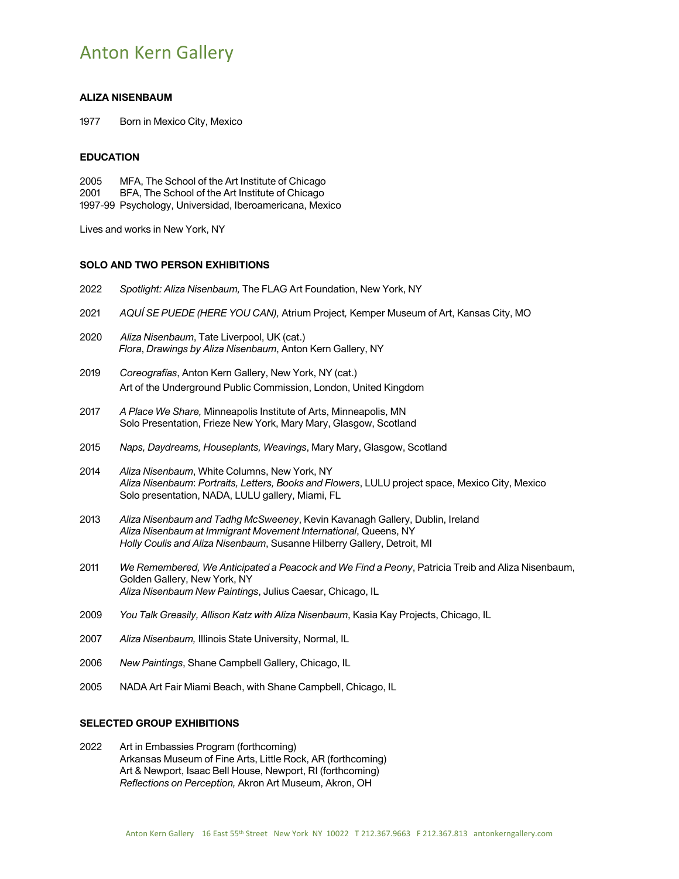# Anton Kern Gallery

**ALIZA NISENBAUM**

1977 Born in Mexico City, Mexico

**EDUCATION**

2005 MFA, The School of the Art Institute of Chicago
2001 BFA, The School of the Art Institute of Chicago
1997-99 Psychology, Universidad, Iberoamericana, Mexico

Lives and works in New York, NY

**SOLO AND TWO PERSON EXHIBITIONS**

2022 *Spotlight: Aliza Nisenbaum,* The FLAG Art Foundation, New York, NY

2021 *AQUÍ SE PUEDE (HERE YOU CAN),* Atrium Project*,* Kemper Museum of Art, Kansas City, MO

2020 *Aliza Nisenbaum*, Tate Liverpool, UK (cat.)
*Flora*, *Drawings by Aliza Nisenbaum*, Anton Kern Gallery, NY

2019 *Coreografías*, Anton Kern Gallery, New York, NY (cat.)
Art of the Underground Public Commission, London, United Kingdom

2017 *A Place We Share,* Minneapolis Institute of Arts, Minneapolis, MN
Solo Presentation, Frieze New York, Mary Mary, Glasgow, Scotland

2015 *Naps, Daydreams, Houseplants, Weavings*, Mary Mary, Glasgow, Scotland

2014 *Aliza Nisenbaum*, White Columns, New York, NY
*Aliza Nisenbaum*: *Portraits, Letters, Books and Flowers*, LULU project space, Mexico City, Mexico
Solo presentation, NADA, LULU gallery, Miami, FL

2013 *Aliza Nisenbaum and Tadhg McSweeney*, Kevin Kavanagh Gallery, Dublin, Ireland
*Aliza Nisenbaum at Immigrant Movement International*, Queens, NY
*Holly Coulis and Aliza Nisenbaum*, Susanne Hilberry Gallery, Detroit, MI

2011 *We Remembered, We Anticipated a Peacock and We Find a Peony*, Patricia Treib and Aliza Nisenbaum, Golden Gallery, New York, NY
*Aliza Nisenbaum New Paintings*, Julius Caesar, Chicago, IL

2009 *You Talk Greasily, Allison Katz with Aliza Nisenbaum*, Kasia Kay Projects, Chicago, IL

2007 *Aliza Nisenbaum,* Illinois State University, Normal, IL

2006 *New Paintings*, Shane Campbell Gallery, Chicago, IL

2005 NADA Art Fair Miami Beach, with Shane Campbell, Chicago, IL

**SELECTED GROUP EXHIBITIONS**

2022 Art in Embassies Program (forthcoming)
Arkansas Museum of Fine Arts, Little Rock, AR (forthcoming)
Art & Newport, Isaac Bell House, Newport, RI (forthcoming)
*Reflections on Perception,* Akron Art Museum, Akron, OH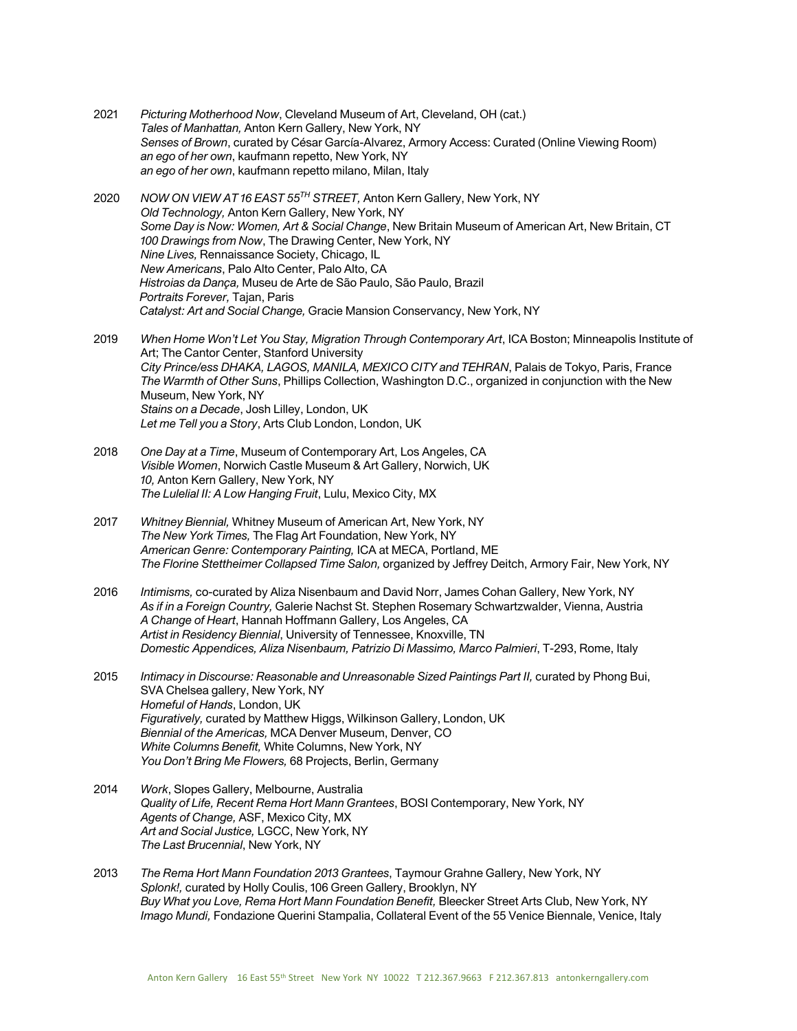2021 *Picturing Motherhood Now*, Cleveland Museum of Art, Cleveland, OH (cat.)
*Tales of Manhattan,* Anton Kern Gallery, New York, NY
*Senses of Brown*, curated by César García-Alvarez, Armory Access: Curated (Online Viewing Room)
*an ego of her own*, kaufmann repetto, New York, NY
*an ego of her own*, kaufmann repetto milano, Milan, Italy

2020 *NOW ON VIEW AT 16 EAST 55TH STREET,* Anton Kern Gallery, New York, NY
*Old Technology,* Anton Kern Gallery, New York, NY
*Some Day is Now: Women, Art & Social Change*, New Britain Museum of American Art, New Britain, CT
*100 Drawings from Now*, The Drawing Center, New York, NY
*Nine Lives,* Rennaissance Society, Chicago, IL
*New Americans*, Palo Alto Center, Palo Alto, CA
*Histroias da Dança,* Museu de Arte de São Paulo, São Paulo, Brazil
*Portraits Forever,* Tajan, Paris
*Catalyst: Art and Social Change,* Gracie Mansion Conservancy, New York, NY

2019 *When Home Won't Let You Stay, Migration Through Contemporary Art*, ICA Boston; Minneapolis Institute of Art; The Cantor Center, Stanford University
*City Prince/ess DHAKA, LAGOS, MANILA, MEXICO CITY and TEHRAN*, Palais de Tokyo, Paris, France
*The Warmth of Other Suns*, Phillips Collection, Washington D.C., organized in conjunction with the New Museum, New York, NY
*Stains on a Decade*, Josh Lilley, London, UK
*Let me Tell you a Story*, Arts Club London, London, UK

2018 *One Day at a Time*, Museum of Contemporary Art, Los Angeles, CA
*Visible Women*, Norwich Castle Museum & Art Gallery, Norwich, UK
*10,* Anton Kern Gallery, New York, NY
*The Lulelial II: A Low Hanging Fruit*, Lulu, Mexico City, MX

2017 *Whitney Biennial,* Whitney Museum of American Art, New York, NY
*The New York Times,* The Flag Art Foundation, New York, NY
*American Genre: Contemporary Painting,* ICA at MECA, Portland, ME
*The Florine Stettheimer Collapsed Time Salon,* organized by Jeffrey Deitch, Armory Fair, New York, NY

2016 *Intimisms,* co-curated by Aliza Nisenbaum and David Norr, James Cohan Gallery, New York, NY
*As if in a Foreign Country,* Galerie Nachst St. Stephen Rosemary Schwartzwalder, Vienna, Austria
*A Change of Heart*, Hannah Hoffmann Gallery, Los Angeles, CA
*Artist in Residency Biennial*, University of Tennessee, Knoxville, TN
*Domestic Appendices, Aliza Nisenbaum, Patrizio Di Massimo, Marco Palmieri*, T-293, Rome, Italy

2015 *Intimacy in Discourse: Reasonable and Unreasonable Sized Paintings Part II,* curated by Phong Bui, SVA Chelsea gallery, New York, NY
*Homeful of Hands*, London, UK
*Figuratively,* curated by Matthew Higgs, Wilkinson Gallery, London, UK
*Biennial of the Americas,* MCA Denver Museum, Denver, CO
*White Columns Benefit,* White Columns, New York, NY
*You Don't Bring Me Flowers,* 68 Projects, Berlin, Germany

2014 *Work*, Slopes Gallery, Melbourne, Australia
*Quality of Life, Recent Rema Hort Mann Grantees*, BOSI Contemporary, New York, NY
*Agents of Change,* ASF, Mexico City, MX
*Art and Social Justice,* LGCC, New York, NY
*The Last Brucennial*, New York, NY

2013 *The Rema Hort Mann Foundation 2013 Grantees*, Taymour Grahne Gallery, New York, NY
*Splonk!,* curated by Holly Coulis, 106 Green Gallery, Brooklyn, NY
*Buy What you Love, Rema Hort Mann Foundation Benefit,* Bleecker Street Arts Club, New York, NY
*Imago Mundi,* Fondazione Querini Stampalia, Collateral Event of the 55 Venice Biennale, Venice, Italy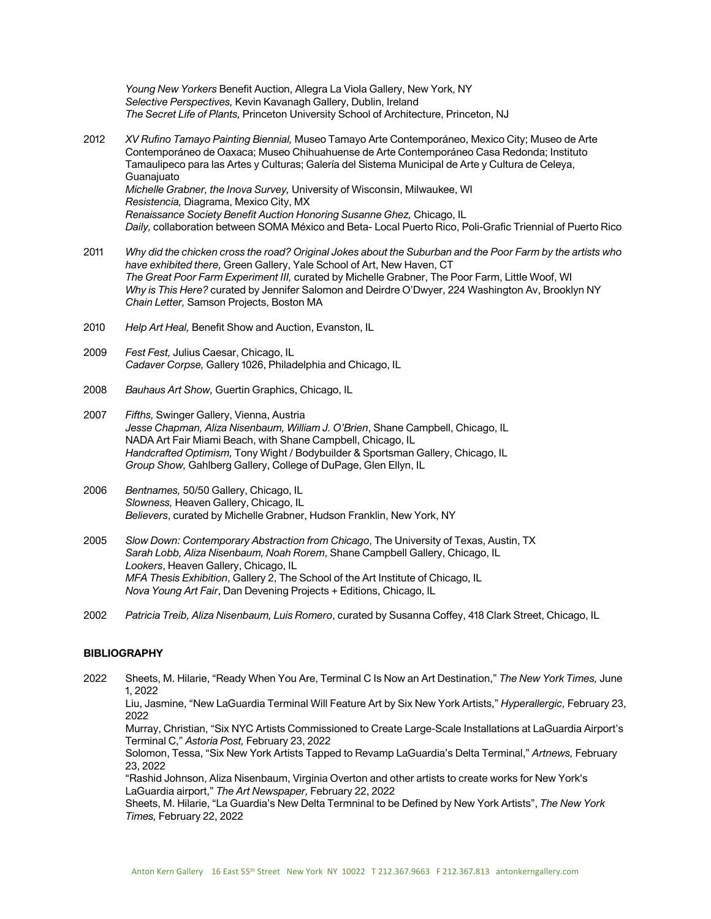*Young New Yorkers* Benefit Auction, Allegra La Viola Gallery, New York, NY
*Selective Perspectives,* Kevin Kavanagh Gallery, Dublin, Ireland
*The Secret Life of Plants,* Princeton University School of Architecture, Princeton, NJ

2012 *XV Rufino Tamayo Painting Biennial,* Museo Tamayo Arte Contemporáneo, Mexico City; Museo de Arte Contemporáneo de Oaxaca; Museo Chihuahuense de Arte Contemporáneo Casa Redonda; Instituto Tamaulipeco para las Artes y Culturas; Galería del Sistema Municipal de Arte y Cultura de Celeya, Guanajuato
*Michelle Grabner, the Inova Survey,* University of Wisconsin, Milwaukee, WI
*Resistencia,* Diagrama, Mexico City, MX
*Renaissance Society Benefit Auction Honoring Susanne Ghez,* Chicago, IL
*Daily,* collaboration between SOMA México and Beta- Local Puerto Rico, Poli-Grafic Triennial of Puerto Rico

2011 *Why did the chicken cross the road? Original Jokes about the Suburban and the Poor Farm by the artists who have exhibited there,* Green Gallery, Yale School of Art, New Haven, CT
*The Great Poor Farm Experiment III,* curated by Michelle Grabner, The Poor Farm, Little Woof, WI
*Why is This Here?* curated by Jennifer Salomon and Deirdre O'Dwyer, 224 Washington Av, Brooklyn NY
*Chain Letter,* Samson Projects, Boston MA

2010 *Help Art Heal,* Benefit Show and Auction, Evanston, IL

2009 *Fest Fest,* Julius Caesar, Chicago, IL
*Cadaver Corpse,* Gallery 1026, Philadelphia and Chicago, IL

2008 *Bauhaus Art Show,* Guertin Graphics, Chicago, IL

2007 *Fifths,* Swinger Gallery, Vienna, Austria
*Jesse Chapman, Aliza Nisenbaum, William J. O'Brien*, Shane Campbell, Chicago, IL
NADA Art Fair Miami Beach, with Shane Campbell, Chicago, IL
*Handcrafted Optimism,* Tony Wight / Bodybuilder & Sportsman Gallery, Chicago, IL
*Group Show,* Gahlberg Gallery, College of DuPage, Glen Ellyn, IL

2006 *Bentnames,* 50/50 Gallery, Chicago, IL
*Slowness,* Heaven Gallery, Chicago, IL
*Believers*, curated by Michelle Grabner, Hudson Franklin, New York, NY

2005 *Slow Down: Contemporary Abstraction from Chicago*, The University of Texas, Austin, TX
*Sarah Lobb, Aliza Nisenbaum, Noah Rorem*, Shane Campbell Gallery, Chicago, IL
*Lookers*, Heaven Gallery, Chicago, IL
*MFA Thesis Exhibition*, Gallery 2, The School of the Art Institute of Chicago, IL
*Nova Young Art Fair*, Dan Devening Projects + Editions, Chicago, IL

2002 *Patricia Treib, Aliza Nisenbaum, Luis Romero*, curated by Susanna Coffey, 418 Clark Street, Chicago, IL

**BIBLIOGRAPHY**

2022 Sheets, M. Hilarie, "Ready When You Are, Terminal C Is Now an Art Destination," *The New York Times,* June 1, 2022
Liu, Jasmine, "New LaGuardia Terminal Will Feature Art by Six New York Artists," *Hyperallergic,* February 23, 2022
Murray, Christian, "Six NYC Artists Commissioned to Create Large-Scale Installations at LaGuardia Airport's Terminal C," *Astoria Post,* February 23, 2022
Solomon, Tessa, "Six New York Artists Tapped to Revamp LaGuardia's Delta Terminal," *Artnews,* February 23, 2022
"Rashid Johnson, Aliza Nisenbaum, Virginia Overton and other artists to create works for New York's LaGuardia airport," *The Art Newspaper,* February 22, 2022
Sheets, M. Hilarie, "La Guardia's New Delta Termninal to be Defined by New York Artists", *The New York Times,* February 22, 2022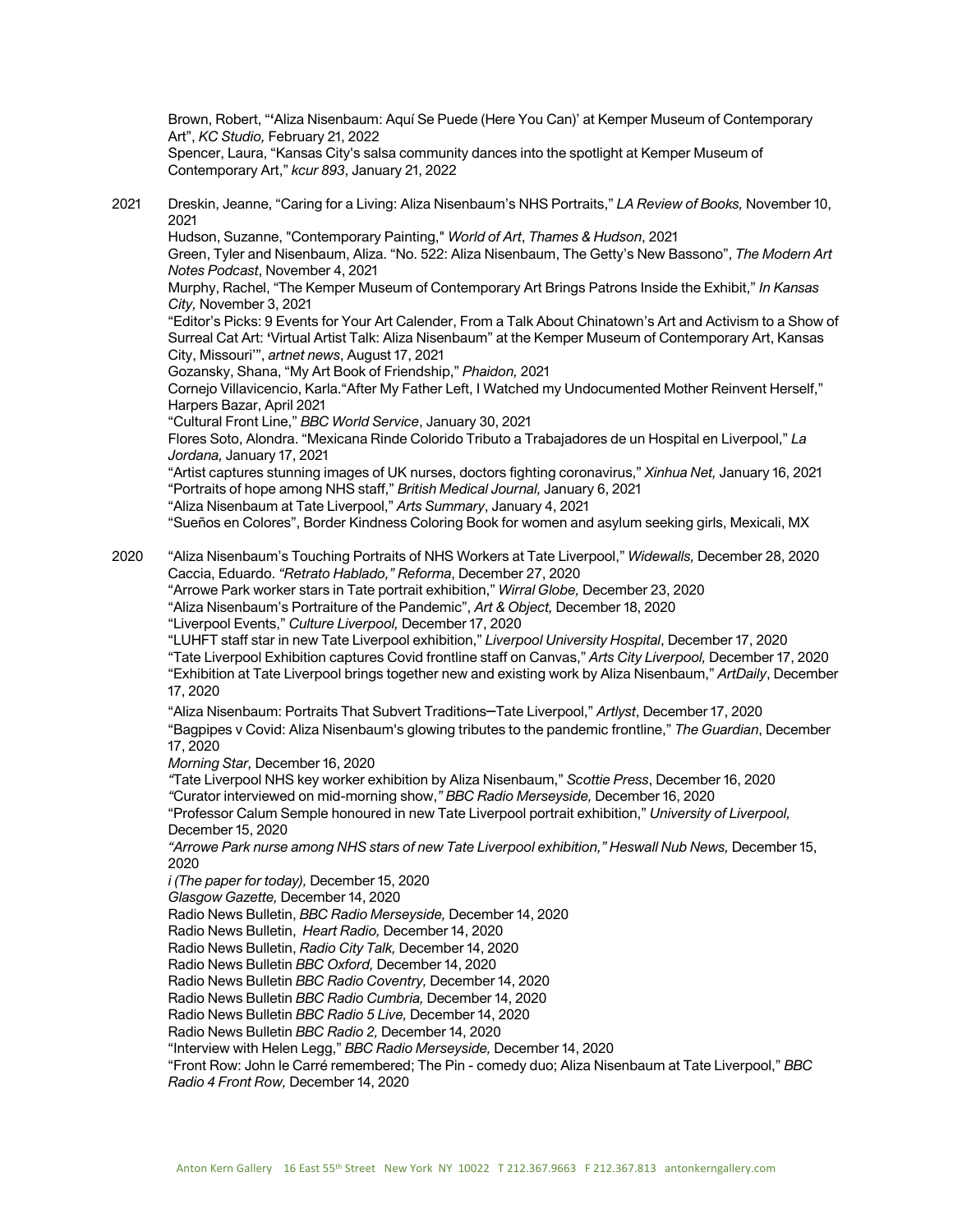Brown, Robert, "'Aliza Nisenbaum: Aquí Se Puede (Here You Can)' at Kemper Museum of Contemporary Art", *KC Studio,* February 21, 2022
Spencer, Laura, "Kansas City's salsa community dances into the spotlight at Kemper Museum of Contemporary Art," *kcur 893*, January 21, 2022

2021 Dreskin, Jeanne, "Caring for a Living: Aliza Nisenbaum's NHS Portraits," *LA Review of Books,* November 10, 2021
Hudson, Suzanne, "Contemporary Painting," *World of Art*, *Thames & Hudson*, 2021
Green, Tyler and Nisenbaum, Aliza. "No. 522: Aliza Nisenbaum, The Getty's New Bassono", *The Modern Art Notes Podcast*, November 4, 2021
Murphy, Rachel, "The Kemper Museum of Contemporary Art Brings Patrons Inside the Exhibit," *In Kansas City,* November 3, 2021
"Editor's Picks: 9 Events for Your Art Calender, From a Talk About Chinatown's Art and Activism to a Show of Surreal Cat Art: 'Virtual Artist Talk: Aliza Nisenbaum" at the Kemper Museum of Contemporary Art, Kansas City, Missouri'", *artnet news*, August 17, 2021
Gozansky, Shana, "My Art Book of Friendship," *Phaidon,* 2021
Cornejo Villavicencio, Karla."After My Father Left, I Watched my Undocumented Mother Reinvent Herself," Harpers Bazar, April 2021
"Cultural Front Line," *BBC World Service*, January 30, 2021
Flores Soto, Alondra. "Mexicana Rinde Colorido Tributo a Trabajadores de un Hospital en Liverpool," *La Jordana,* January 17, 2021
"Artist captures stunning images of UK nurses, doctors fighting coronavirus," *Xinhua Net,* January 16, 2021
"Portraits of hope among NHS staff," *British Medical Journal,* January 6, 2021
"Aliza Nisenbaum at Tate Liverpool," *Arts Summary*, January 4, 2021
"Sueños en Colores", Border Kindness Coloring Book for women and asylum seeking girls, Mexicali, MX

2020 "Aliza Nisenbaum's Touching Portraits of NHS Workers at Tate Liverpool," *Widewalls,* December 28, 2020
Caccia, Eduardo. *"Retrato Hablado," Reforma*, December 27, 2020
"Arrowe Park worker stars in Tate portrait exhibition," *Wirral Globe,* December 23, 2020
"Aliza Nisenbaum's Portraiture of the Pandemic", *Art & Object,* December 18, 2020
"Liverpool Events," *Culture Liverpool,* December 17, 2020
"LUHFT staff star in new Tate Liverpool exhibition," *Liverpool University Hospital*, December 17, 2020
"Tate Liverpool Exhibition captures Covid frontline staff on Canvas," *Arts City Liverpool,* December 17, 2020
"Exhibition at Tate Liverpool brings together new and existing work by Aliza Nisenbaum," *ArtDaily*, December 17, 2020
"Aliza Nisenbaum: Portraits That Subvert Traditions–Tate Liverpool," *Artlyst*, December 17, 2020
"Bagpipes v Covid: Aliza Nisenbaum's glowing tributes to the pandemic frontline," *The Guardian*, December 17, 2020
*Morning Star,* December 16, 2020
"Tate Liverpool NHS key worker exhibition by Aliza Nisenbaum," *Scottie Press*, December 16, 2020
"Curator interviewed on mid-morning show," *BBC Radio Merseyside,* December 16, 2020
"Professor Calum Semple honoured in new Tate Liverpool portrait exhibition," *University of Liverpool,* December 15, 2020
*"Arrowe Park nurse among NHS stars of new Tate Liverpool exhibition," Heswall Nub News,* December 15, 2020
*i (The paper for today),* December 15, 2020
*Glasgow Gazette,* December 14, 2020
Radio News Bulletin, *BBC Radio Merseyside,* December 14, 2020
Radio News Bulletin, *Heart Radio,* December 14, 2020
Radio News Bulletin, *Radio City Talk,* December 14, 2020
Radio News Bulletin *BBC Oxford,* December 14, 2020
Radio News Bulletin *BBC Radio Coventry,* December 14, 2020
Radio News Bulletin *BBC Radio Cumbria,* December 14, 2020
Radio News Bulletin *BBC Radio 5 Live,* December 14, 2020
Radio News Bulletin *BBC Radio 2,* December 14, 2020
"Interview with Helen Legg," *BBC Radio Merseyside,* December 14, 2020
"Front Row: John le Carré remembered; The Pin - comedy duo; Aliza Nisenbaum at Tate Liverpool," *BBC Radio 4 Front Row,* December 14, 2020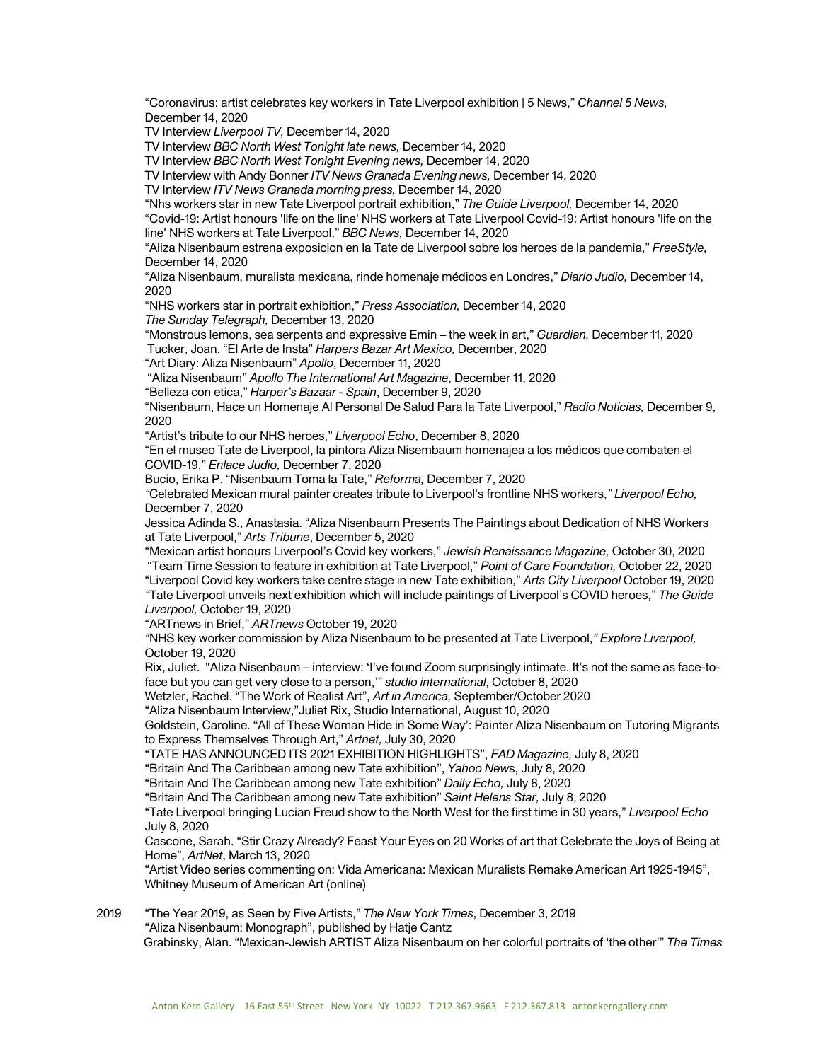"Coronavirus: artist celebrates key workers in Tate Liverpool exhibition | 5 News," *Channel 5 News,* December 14, 2020

TV Interview *Liverpool TV,* December 14, 2020

TV Interview *BBC North West Tonight late news,* December 14, 2020

TV Interview *BBC North West Tonight Evening news,* December 14, 2020

TV Interview with Andy Bonner *ITV News Granada Evening news,* December 14, 2020

TV Interview *ITV News Granada morning press,* December 14, 2020

"Nhs workers star in new Tate Liverpool portrait exhibition," *The Guide Liverpool,* December 14, 2020

"Covid-19: Artist honours 'life on the line' NHS workers at Tate Liverpool Covid-19: Artist honours 'life on the line' NHS workers at Tate Liverpool," *BBC News,* December 14, 2020

"Aliza Nisenbaum estrena exposicion en la Tate de Liverpool sobre los heroes de la pandemia," *FreeStyle,* December 14, 2020

"Aliza Nisenbaum, muralista mexicana, rinde homenaje médicos en Londres," *Diario Judio,* December 14, 2020

"NHS workers star in portrait exhibition," *Press Association,* December 14, 2020

*The Sunday Telegraph,* December 13, 2020

"Monstrous lemons, sea serpents and expressive Emin – the week in art," *Guardian,* December 11, 2020

Tucker, Joan. "El Arte de Insta" *Harpers Bazar Art Mexico,* December, 2020

"Art Diary: Aliza Nisenbaum" *Apollo*, December 11, 2020

"Aliza Nisenbaum" *Apollo The International Art Magazine*, December 11, 2020

"Belleza con etica," *Harper's Bazaar - Spain*, December 9, 2020

"Nisenbaum, Hace un Homenaje Al Personal De Salud Para la Tate Liverpool," *Radio Noticias,* December 9, 2020

"Artist's tribute to our NHS heroes," *Liverpool Echo*, December 8, 2020

"En el museo Tate de Liverpool, la pintora Aliza Nisembaum homenajea a los médicos que combaten el COVID-19," *Enlace Judio,* December 7, 2020

Bucio, Erika P. "Nisenbaum Toma la Tate," *Reforma,* December 7, 2020

"Celebrated Mexican mural painter creates tribute to Liverpool's frontline NHS workers," *Liverpool Echo,* December 7, 2020

Jessica Adinda S., Anastasia. "Aliza Nisenbaum Presents The Paintings about Dedication of NHS Workers at Tate Liverpool," *Arts Tribune*, December 5, 2020

"Mexican artist honours Liverpool's Covid key workers," *Jewish Renaissance Magazine,* October 30, 2020

"Team Time Session to feature in exhibition at Tate Liverpool," *Point of Care Foundation,* October 22, 2020

"Liverpool Covid key workers take centre stage in new Tate exhibition," *Arts City Liverpool* October 19, 2020

"Tate Liverpool unveils next exhibition which will include paintings of Liverpool's COVID heroes," *The Guide Liverpool,* October 19, 2020

"ARTnews in Brief," *ARTnews* October 19, 2020

"NHS key worker commission by Aliza Nisenbaum to be presented at Tate Liverpool," *Explore Liverpool,* October 19, 2020

Rix, Juliet. "Aliza Nisenbaum – interview: 'I've found Zoom surprisingly intimate. It's not the same as face-to-face but you can get very close to a person,'" *studio international*, October 8, 2020

Wetzler, Rachel. "The Work of Realist Art", *Art in America,* September/October 2020

"Aliza Nisenbaum Interview,"Juliet Rix, Studio International, August 10, 2020

Goldstein, Caroline. "All of These Woman Hide in Some Way': Painter Aliza Nisenbaum on Tutoring Migrants to Express Themselves Through Art," *Artnet,* July 30, 2020

"TATE HAS ANNOUNCED ITS 2021 EXHIBITION HIGHLIGHTS", *FAD Magazine,* July 8, 2020

"Britain And The Caribbean among new Tate exhibition", *Yahoo News*, July 8, 2020

"Britain And The Caribbean among new Tate exhibition" *Daily Echo,* July 8, 2020

"Britain And The Caribbean among new Tate exhibition" *Saint Helens Star,* July 8, 2020

"Tate Liverpool bringing Lucian Freud show to the North West for the first time in 30 years," *Liverpool Echo* July 8, 2020

Cascone, Sarah. "Stir Crazy Already? Feast Your Eyes on 20 Works of art that Celebrate the Joys of Being at Home", *ArtNet*, March 13, 2020

"Artist Video series commenting on: Vida Americana: Mexican Muralists Remake American Art 1925-1945", Whitney Museum of American Art (online)

2019 "The Year 2019, as Seen by Five Artists," *The New York Times*, December 3, 2019

"Aliza Nisenbaum: Monograph", published by Hatje Cantz

Grabinsky, Alan. "Mexican-Jewish ARTIST Aliza Nisenbaum on her colorful portraits of 'the other'" *The Times*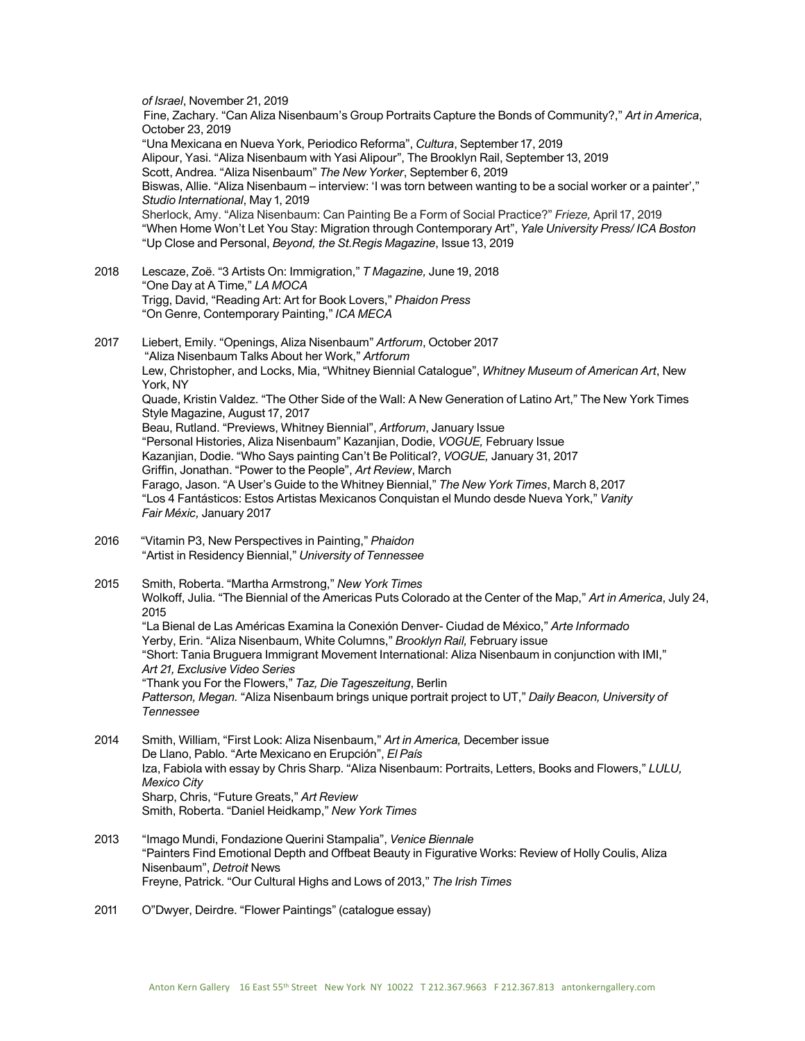*of Israel*, November 21, 2019
Fine, Zachary. "Can Aliza Nisenbaum's Group Portraits Capture the Bonds of Community?," *Art in America*, October 23, 2019
"Una Mexicana en Nueva York, Periodico Reforma", *Cultura*, September 17, 2019
Alipour, Yasi. "Aliza Nisenbaum with Yasi Alipour", The Brooklyn Rail, September 13, 2019
Scott, Andrea. "Aliza Nisenbaum" *The New Yorker*, September 6, 2019
Biswas, Allie. "Aliza Nisenbaum – interview: 'I was torn between wanting to be a social worker or a painter'," *Studio International*, May 1, 2019
Sherlock, Amy. "Aliza Nisenbaum: Can Painting Be a Form of Social Practice?" *Frieze,* April 17, 2019
"When Home Won't Let You Stay: Migration through Contemporary Art", *Yale University Press/ ICA Boston*
"Up Close and Personal, *Beyond, the St.Regis Magazine*, Issue 13, 2019

2018 Lescaze, Zoë. "3 Artists On: Immigration," *T Magazine,* June 19, 2018
"One Day at A Time," *LA MOCA*
Trigg, David, "Reading Art: Art for Book Lovers," *Phaidon Press*
"On Genre, Contemporary Painting," *ICA MECA*

2017 Liebert, Emily. "Openings, Aliza Nisenbaum" *Artforum*, October 2017
"Aliza Nisenbaum Talks About her Work," *Artforum*
Lew, Christopher, and Locks, Mia, "Whitney Biennial Catalogue", *Whitney Museum of American Art*, New York, NY
Quade, Kristin Valdez. "The Other Side of the Wall: A New Generation of Latino Art," The New York Times Style Magazine, August 17, 2017
Beau, Rutland. "Previews, Whitney Biennial", *Artforum*, January Issue
"Personal Histories, Aliza Nisenbaum" Kazanjian, Dodie, *VOGUE,* February Issue
Kazanjian, Dodie. "Who Says painting Can't Be Political?, *VOGUE,* January 31, 2017
Griffin, Jonathan. "Power to the People", *Art Review*, March
Farago, Jason. "A User's Guide to the Whitney Biennial," *The New York Times*, March 8, 2017
"Los 4 Fantásticos: Estos Artistas Mexicanos Conquistan el Mundo desde Nueva York," *Vanity Fair Méxic,* January 2017

2016 "Vitamin P3, New Perspectives in Painting," *Phaidon*
"Artist in Residency Biennial," *University of Tennessee*

2015 Smith, Roberta. "Martha Armstrong," *New York Times*
Wolkoff, Julia. "The Biennial of the Americas Puts Colorado at the Center of the Map," *Art in America*, July 24, 2015
"La Bienal de Las Américas Examina la Conexión Denver- Ciudad de México," *Arte Informado*
Yerby, Erin. "Aliza Nisenbaum, White Columns," *Brooklyn Rail,* February issue
"Short: Tania Bruguera Immigrant Movement International: Aliza Nisenbaum in conjunction with IMI," *Art 21, Exclusive Video Series*
"Thank you For the Flowers," *Taz, Die Tageszeitung*, Berlin
*Patterson, Megan.* "Aliza Nisenbaum brings unique portrait project to UT," *Daily Beacon, University of Tennessee*

2014 Smith, William, "First Look: Aliza Nisenbaum," *Art in America,* December issue
De Llano, Pablo. "Arte Mexicano en Erupción", *El País*
Iza, Fabiola with essay by Chris Sharp. "Aliza Nisenbaum: Portraits, Letters, Books and Flowers," *LULU, Mexico City*
Sharp, Chris, "Future Greats," *Art Review*
Smith, Roberta. "Daniel Heidkamp," *New York Times*

2013 "Imago Mundi, Fondazione Querini Stampalia", *Venice Biennale*
"Painters Find Emotional Depth and Offbeat Beauty in Figurative Works: Review of Holly Coulis, Aliza Nisenbaum", *Detroit* News
Freyne, Patrick. "Our Cultural Highs and Lows of 2013," *The Irish Times*

2011 O"Dwyer, Deirdre. "Flower Paintings" (catalogue essay)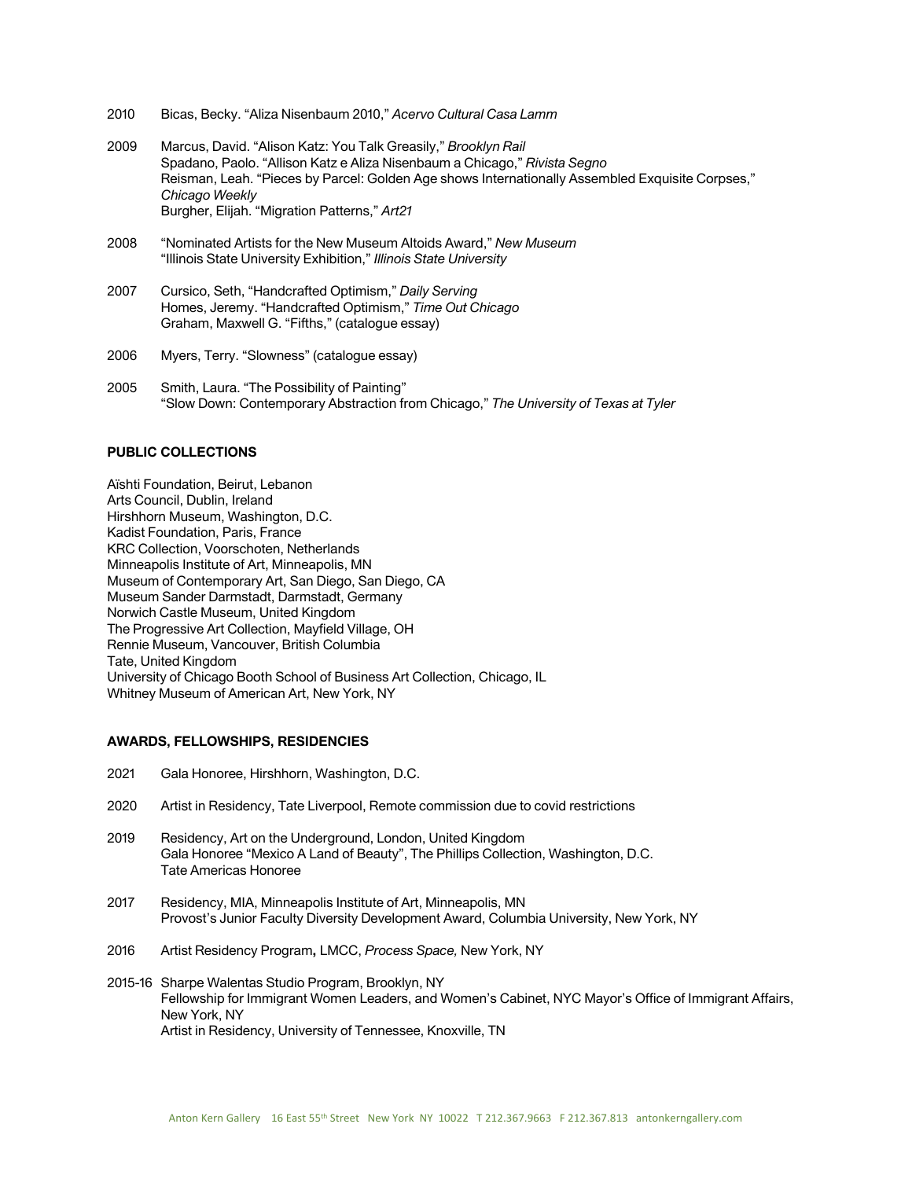2010 Bicas, Becky. "Aliza Nisenbaum 2010," *Acervo Cultural Casa Lamm*

2009 Marcus, David. "Alison Katz: You Talk Greasily," *Brooklyn Rail*
Spadano, Paolo. "Allison Katz e Aliza Nisenbaum a Chicago," *Rivista Segno*
Reisman, Leah. "Pieces by Parcel: Golden Age shows Internationally Assembled Exquisite Corpses," *Chicago Weekly*
Burgher, Elijah. "Migration Patterns," *Art21*

2008 "Nominated Artists for the New Museum Altoids Award," *New Museum*
"Illinois State University Exhibition," *Illinois State University*

2007 Cursico, Seth, "Handcrafted Optimism," *Daily Serving*
Homes, Jeremy. "Handcrafted Optimism," *Time Out Chicago*
Graham, Maxwell G. "Fifths," (catalogue essay)

2006 Myers, Terry. "Slowness" (catalogue essay)

2005 Smith, Laura. "The Possibility of Painting"
"Slow Down: Contemporary Abstraction from Chicago," *The University of Texas at Tyler*

**PUBLIC COLLECTIONS**

Aïshti Foundation, Beirut, Lebanon
Arts Council, Dublin, Ireland
Hirshhorn Museum, Washington, D.C.
Kadist Foundation, Paris, France
KRC Collection, Voorschoten, Netherlands
Minneapolis Institute of Art, Minneapolis, MN
Museum of Contemporary Art, San Diego, San Diego, CA
Museum Sander Darmstadt, Darmstadt, Germany
Norwich Castle Museum, United Kingdom
The Progressive Art Collection, Mayfield Village, OH
Rennie Museum, Vancouver, British Columbia
Tate, United Kingdom
University of Chicago Booth School of Business Art Collection, Chicago, IL
Whitney Museum of American Art, New York, NY

**AWARDS, FELLOWSHIPS, RESIDENCIES**

2021 Gala Honoree, Hirshhorn, Washington, D.C.

2020 Artist in Residency, Tate Liverpool, Remote commission due to covid restrictions

2019 Residency, Art on the Underground, London, United Kingdom
Gala Honoree "Mexico A Land of Beauty", The Phillips Collection, Washington, D.C.
Tate Americas Honoree

2017 Residency, MIA, Minneapolis Institute of Art, Minneapolis, MN
Provost's Junior Faculty Diversity Development Award, Columbia University, New York, NY

2016 Artist Residency Program**,** LMCC, *Process Space,* New York, NY

2015-16 Sharpe Walentas Studio Program, Brooklyn, NY
Fellowship for Immigrant Women Leaders, and Women's Cabinet, NYC Mayor's Office of Immigrant Affairs, New York, NY
Artist in Residency, University of Tennessee, Knoxville, TN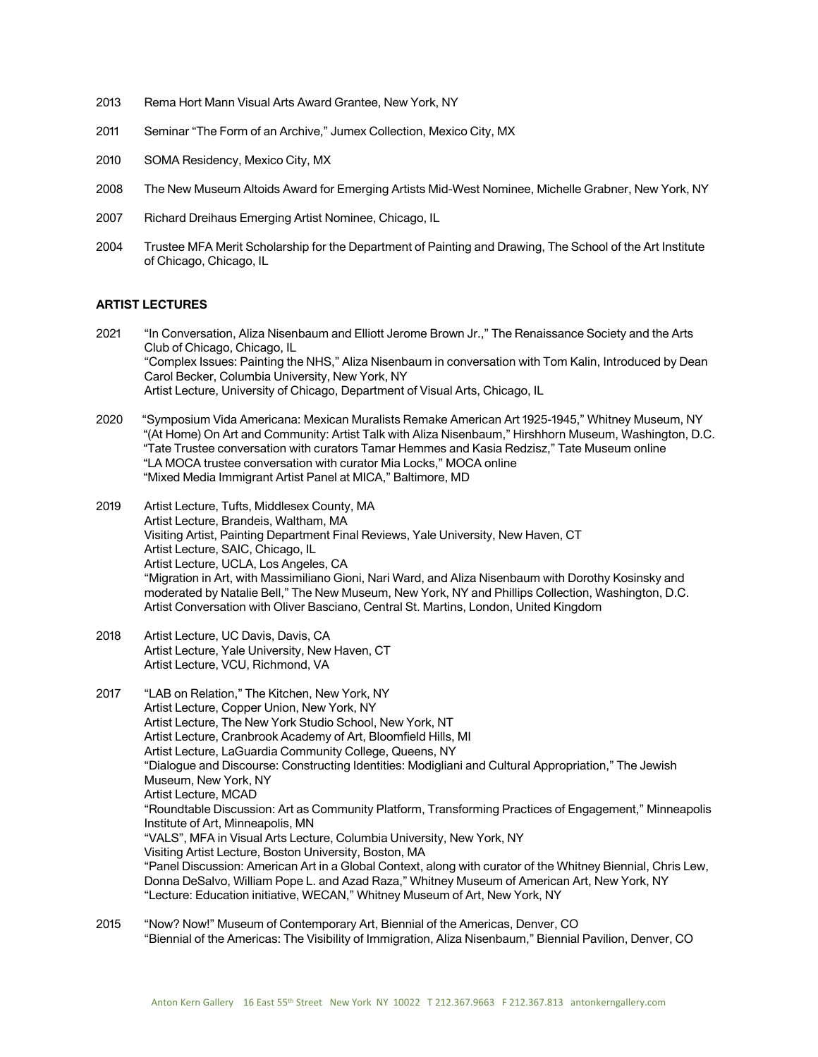2013 Rema Hort Mann Visual Arts Award Grantee, New York, NY

2011 Seminar "The Form of an Archive," Jumex Collection, Mexico City, MX

2010 SOMA Residency, Mexico City, MX

2008 The New Museum Altoids Award for Emerging Artists Mid-West Nominee, Michelle Grabner, New York, NY

2007 Richard Dreihaus Emerging Artist Nominee, Chicago, IL

2004 Trustee MFA Merit Scholarship for the Department of Painting and Drawing, The School of the Art Institute of Chicago, Chicago, IL

**ARTIST LECTURES**

2021 "In Conversation, Aliza Nisenbaum and Elliott Jerome Brown Jr.," The Renaissance Society and the Arts Club of Chicago, Chicago, IL
"Complex Issues: Painting the NHS," Aliza Nisenbaum in conversation with Tom Kalin, Introduced by Dean Carol Becker, Columbia University, New York, NY
Artist Lecture, University of Chicago, Department of Visual Arts, Chicago, IL

2020 "Symposium Vida Americana: Mexican Muralists Remake American Art 1925-1945," Whitney Museum, NY
"(At Home) On Art and Community: Artist Talk with Aliza Nisenbaum," Hirshhorn Museum, Washington, D.C.
"Tate Trustee conversation with curators Tamar Hemmes and Kasia Redzisz," Tate Museum online
"LA MOCA trustee conversation with curator Mia Locks," MOCA online
"Mixed Media Immigrant Artist Panel at MICA," Baltimore, MD

2019 Artist Lecture, Tufts, Middlesex County, MA
Artist Lecture, Brandeis, Waltham, MA
Visiting Artist, Painting Department Final Reviews, Yale University, New Haven, CT
Artist Lecture, SAIC, Chicago, IL
Artist Lecture, UCLA, Los Angeles, CA
"Migration in Art, with Massimiliano Gioni, Nari Ward, and Aliza Nisenbaum with Dorothy Kosinsky and moderated by Natalie Bell," The New Museum, New York, NY and Phillips Collection, Washington, D.C.
Artist Conversation with Oliver Basciano, Central St. Martins, London, United Kingdom

2018 Artist Lecture, UC Davis, Davis, CA
Artist Lecture, Yale University, New Haven, CT
Artist Lecture, VCU, Richmond, VA

2017 "LAB on Relation," The Kitchen, New York, NY
Artist Lecture, Copper Union, New York, NY
Artist Lecture, The New York Studio School, New York, NT
Artist Lecture, Cranbrook Academy of Art, Bloomfield Hills, MI
Artist Lecture, LaGuardia Community College, Queens, NY
"Dialogue and Discourse: Constructing Identities: Modigliani and Cultural Appropriation," The Jewish Museum, New York, NY
Artist Lecture, MCAD
"Roundtable Discussion: Art as Community Platform, Transforming Practices of Engagement," Minneapolis Institute of Art, Minneapolis, MN
"VALS", MFA in Visual Arts Lecture, Columbia University, New York, NY
Visiting Artist Lecture, Boston University, Boston, MA
"Panel Discussion: American Art in a Global Context, along with curator of the Whitney Biennial, Chris Lew, Donna DeSalvo, William Pope L. and Azad Raza," Whitney Museum of American Art, New York, NY
"Lecture: Education initiative, WECAN," Whitney Museum of Art, New York, NY

2015 "Now? Now!" Museum of Contemporary Art, Biennial of the Americas, Denver, CO
"Biennial of the Americas: The Visibility of Immigration, Aliza Nisenbaum," Biennial Pavilion, Denver, CO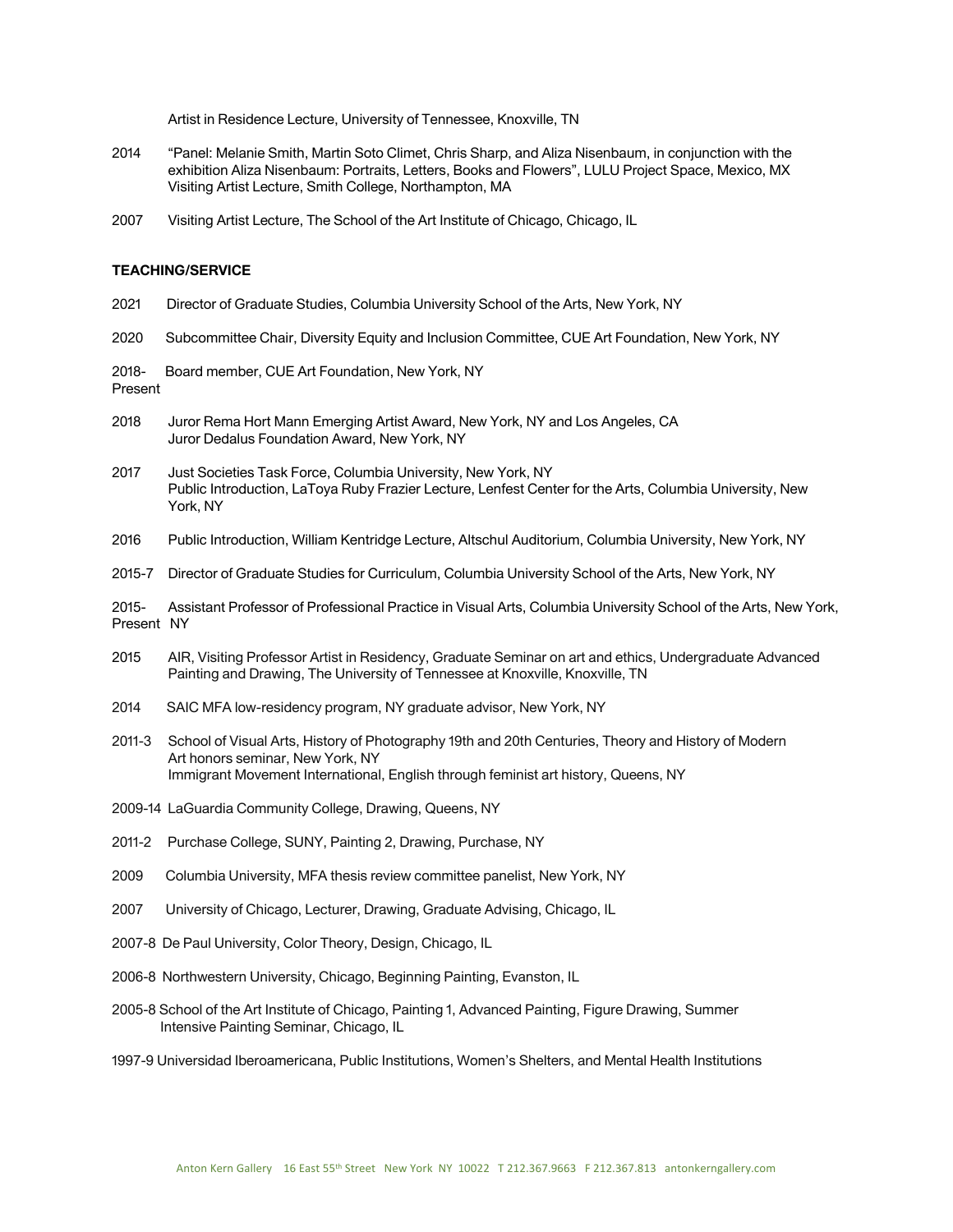Artist in Residence Lecture, University of Tennessee, Knoxville, TN

2014 "Panel: Melanie Smith, Martin Soto Climet, Chris Sharp, and Aliza Nisenbaum, in conjunction with the exhibition Aliza Nisenbaum: Portraits, Letters, Books and Flowers", LULU Project Space, Mexico, MX
Visiting Artist Lecture, Smith College, Northampton, MA

2007 Visiting Artist Lecture, The School of the Art Institute of Chicago, Chicago, IL

**TEACHING/SERVICE**

2021 Director of Graduate Studies, Columbia University School of the Arts, New York, NY

2020 Subcommittee Chair, Diversity Equity and Inclusion Committee, CUE Art Foundation, New York, NY

2018- Present Board member, CUE Art Foundation, New York, NY

2018 Juror Rema Hort Mann Emerging Artist Award, New York, NY and Los Angeles, CA
Juror Dedalus Foundation Award, New York, NY

2017 Just Societies Task Force, Columbia University, New York, NY
Public Introduction, LaToya Ruby Frazier Lecture, Lenfest Center for the Arts, Columbia University, New York, NY

2016 Public Introduction, William Kentridge Lecture, Altschul Auditorium, Columbia University, New York, NY

2015-7 Director of Graduate Studies for Curriculum, Columbia University School of the Arts, New York, NY

2015- Present Assistant Professor of Professional Practice in Visual Arts, Columbia University School of the Arts, New York, NY

2015 AIR, Visiting Professor Artist in Residency, Graduate Seminar on art and ethics, Undergraduate Advanced Painting and Drawing, The University of Tennessee at Knoxville, Knoxville, TN

2014 SAIC MFA low-residency program, NY graduate advisor, New York, NY

2011-3 School of Visual Arts, History of Photography 19th and 20th Centuries, Theory and History of Modern Art honors seminar, New York, NY
Immigrant Movement International, English through feminist art history, Queens, NY

2009-14 LaGuardia Community College, Drawing, Queens, NY

2011-2 Purchase College, SUNY, Painting 2, Drawing, Purchase, NY

2009 Columbia University, MFA thesis review committee panelist, New York, NY

2007 University of Chicago, Lecturer, Drawing, Graduate Advising, Chicago, IL

2007-8 De Paul University, Color Theory, Design, Chicago, IL

2006-8 Northwestern University, Chicago, Beginning Painting, Evanston, IL

2005-8 School of the Art Institute of Chicago, Painting 1, Advanced Painting, Figure Drawing, Summer Intensive Painting Seminar, Chicago, IL

1997-9 Universidad Iberoamericana, Public Institutions, Women's Shelters, and Mental Health Institutions